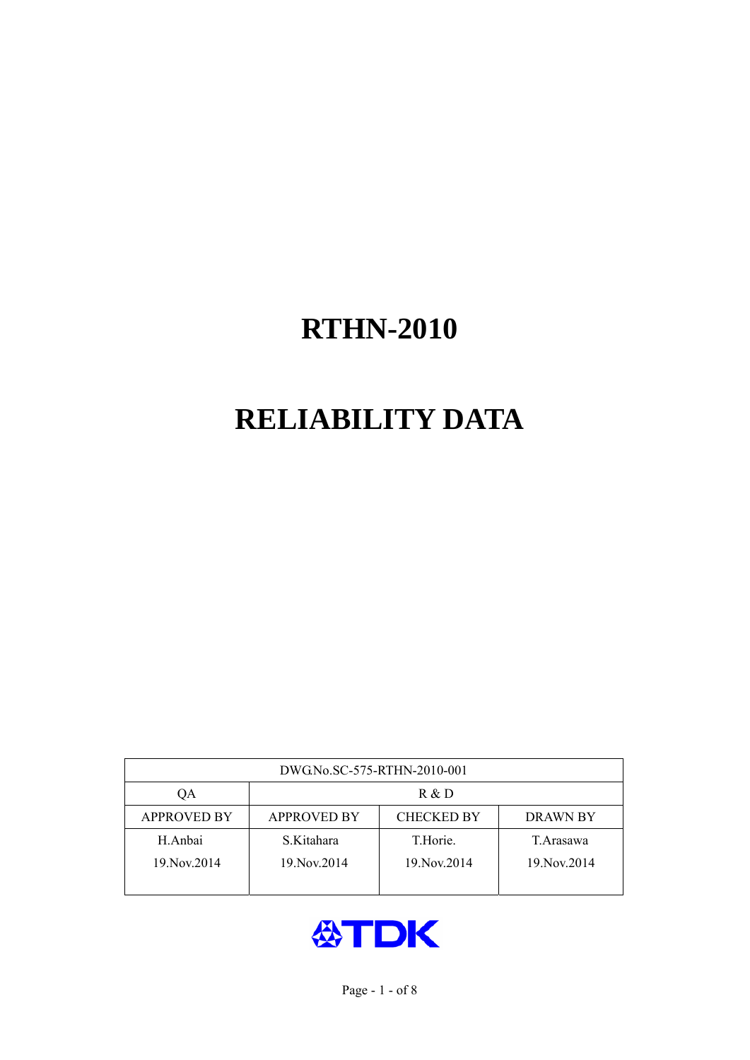# RTHN-2010

# RELIABILITY DATA

| DWG.No.SC-575-RTHN-2010-001 | | | |
|---|---|---|---|
| QA | R & D | | |
| APPROVED BY | APPROVED BY | CHECKED BY | DRAWN BY |
| H.Anbai<br>19.Nov.2014 | S.Kitahara<br>19.Nov.2014 | T.Horie.<br>19.Nov.2014 | T.Arasawa<br>19.Nov.2014 |

TDK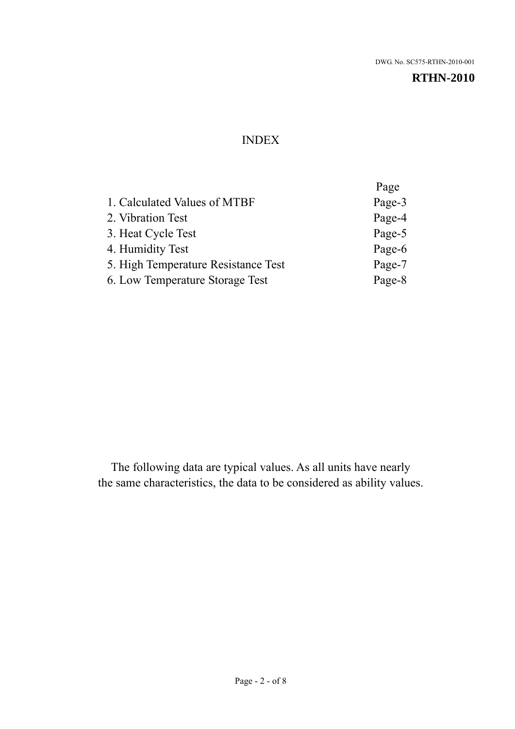DWG. No. SC575-RTHN-2010-001

**RTHN-2010**

# INDEX

| | Page |
|---|---|
| 1. Calculated Values of MTBF | Page-3 |
| 2. Vibration Test | Page-4 |
| 3. Heat Cycle Test | Page-5 |
| 4. Humidity Test | Page-6 |
| 5. High Temperature Resistance Test | Page-7 |
| 6. Low Temperature Storage Test | Page-8 |

The following data are typical values. As all units have nearly the same characteristics, the data to be considered as ability values.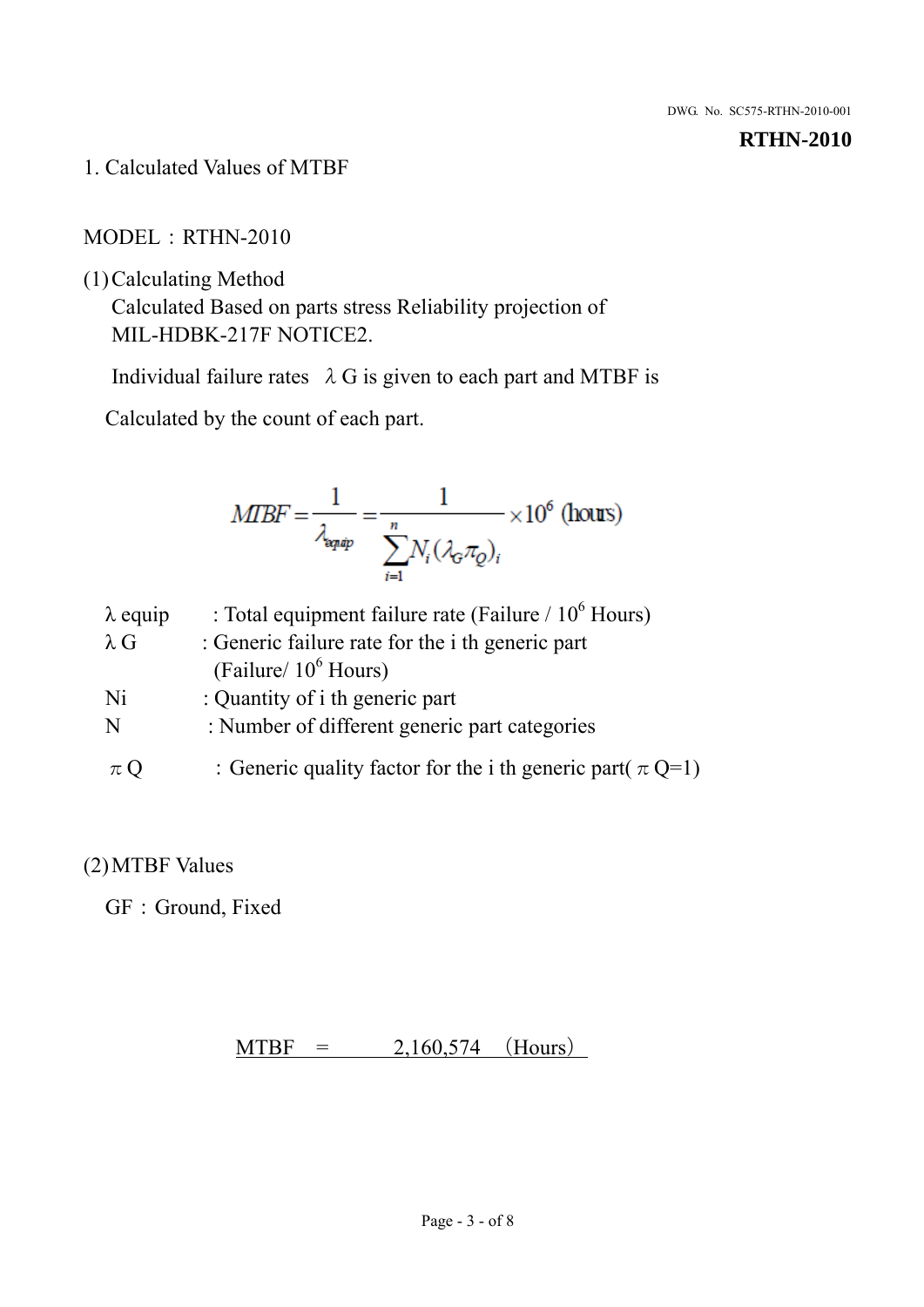# 1. Calculated Values of MTBF

MODEL：RTHN-2010

(1) Calculating Method

Calculated Based on parts stress Reliability projection of MIL-HDBK-217F NOTICE2.

Individual failure rates $\lambda$ G is given to each part and MTBF is

Calculated by the count of each part.

$$MTBF = \frac{1}{\lambda_{equip}} = \frac{1}{\sum_{i=1}^{n} N_i (\lambda_G \pi_Q)_i} \times 10^6 \text{ (hours)}$$

$\lambda$ equip : Total equipment failure rate (Failure / $10^6$ Hours)

$\lambda$ G : Generic failure rate for the i th generic part (Failure/ $10^6$ Hours)

Ni : Quantity of i th generic part

N : Number of different generic part categories

$\pi$ Q ：Generic quality factor for the i th generic part( $\pi$ Q=1)

(2) MTBF Values

GF：Ground, Fixed

MTBF = 2,160,574 （Hours）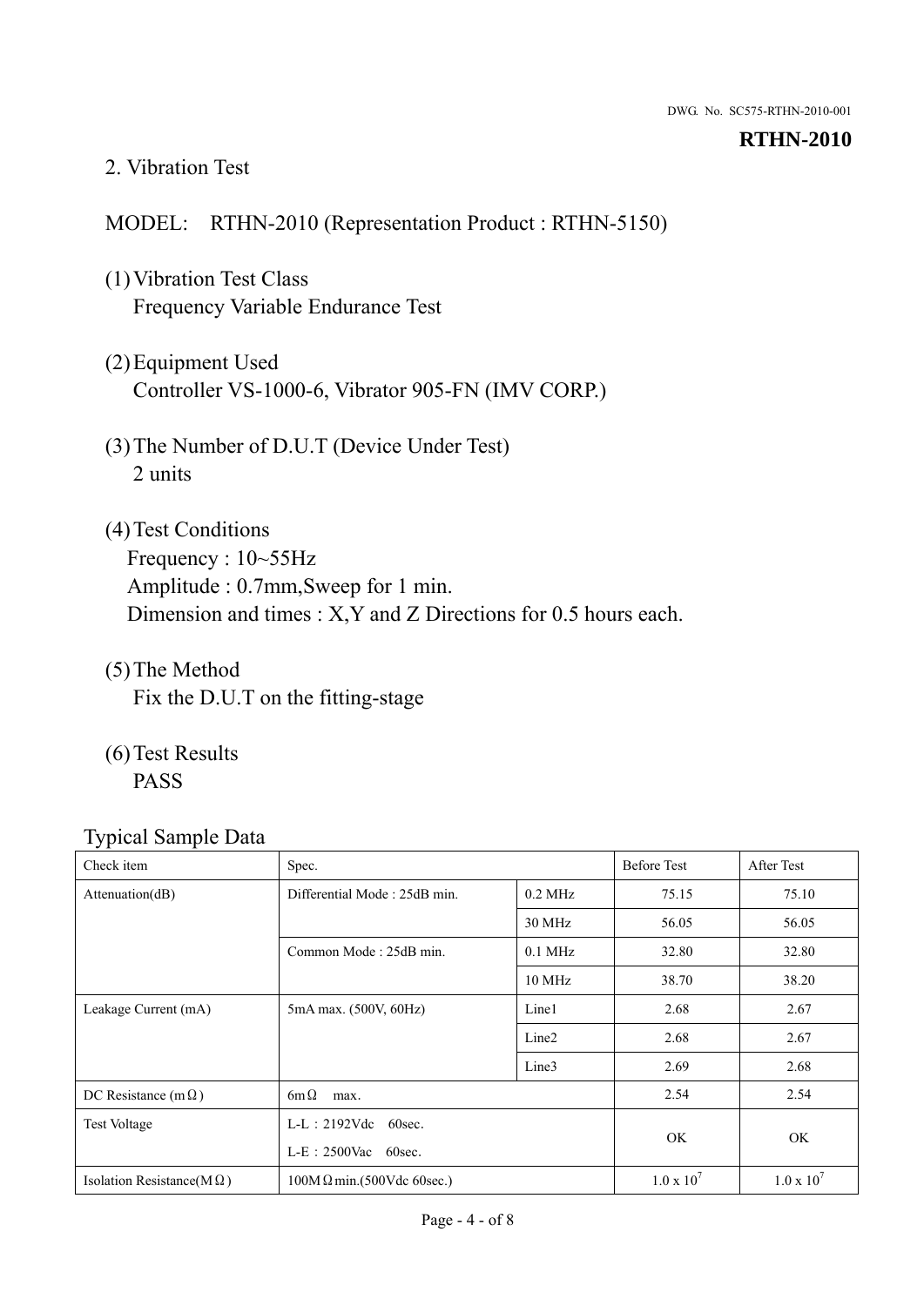DWG. No. SC575-RTHN-2010-001

**RTHN-2010**

## 2. Vibration Test

MODEL: RTHN-2010 (Representation Product : RTHN-5150)

(1) Vibration Test Class
Frequency Variable Endurance Test

(2) Equipment Used
Controller VS-1000-6, Vibrator 905-FN (IMV CORP.)

(3) The Number of D.U.T (Device Under Test)
2 units

(4) Test Conditions
Frequency : 10~55Hz
Amplitude : 0.7mm,Sweep for 1 min.
Dimension and times : X,Y and Z Directions for 0.5 hours each.

(5) The Method
Fix the D.U.T on the fitting-stage

(6) Test Results
PASS

Typical Sample Data

| Check item | Spec. | | Before Test | After Test |
|---|---|---|---|---|
| Attenuation(dB) | Differential Mode : 25dB min. | 0.2 MHz | 75.15 | 75.10 |
| | | 30 MHz | 56.05 | 56.05 |
| | Common Mode : 25dB min. | 0.1 MHz | 32.80 | 32.80 |
| | | 10 MHz | 38.70 | 38.20 |
| Leakage Current (mA) | 5mA max. (500V, 60Hz) | Line1 | 2.68 | 2.67 |
| | | Line2 | 2.68 | 2.67 |
| | | Line3 | 2.69 | 2.68 |
| DC Resistance (mΩ) | 6mΩ max. | | 2.54 | 2.54 |
| Test Voltage | L-L：2192Vdc 60sec.<br>L-E：2500Vac 60sec. | | OK | OK |
| Isolation Resistance(MΩ) | 100MΩ min.(500Vdc 60sec.) | | $1.0 \times 10^7$ | $1.0 \times 10^7$ |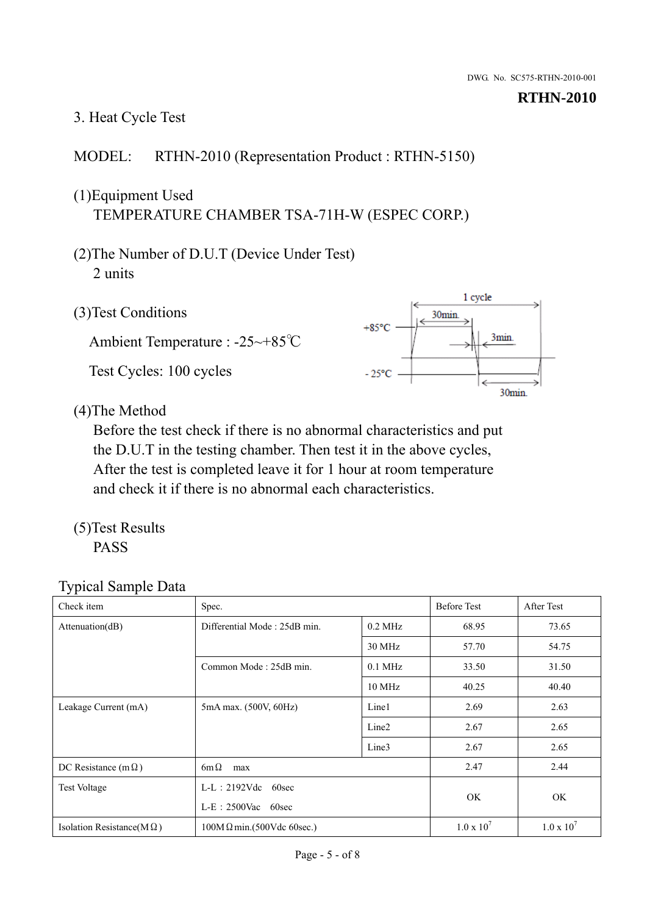DWG. No. SC575-RTHN-2010-001

**RTHN-2010**

## 3. Heat Cycle Test

MODEL: RTHN-2010 (Representation Product : RTHN-5150)

(1)Equipment Used
TEMPERATURE CHAMBER TSA-71H-W (ESPEC CORP.)

(2)The Number of D.U.T (Device Under Test)
2 units

(3)Test Conditions

Ambient Temperature : -25~+85℃

Test Cycles: 100 cycles

1 cycle
+85°C
30min.
3min.
-25°C
30min.

(4)The Method
Before the test check if there is no abnormal characteristics and put the D.U.T in the testing chamber. Then test it in the above cycles, After the test is completed leave it for 1 hour at room temperature and check it if there is no abnormal each characteristics.

(5)Test Results
PASS

Typical Sample Data

| Check item | Spec. | | Before Test | After Test |
|---|---|---|---|---|
| Attenuation(dB) | Differential Mode : 25dB min. | 0.2 MHz | 68.95 | 73.65 |
| | | 30 MHz | 57.70 | 54.75 |
| | Common Mode : 25dB min. | 0.1 MHz | 33.50 | 31.50 |
| | | 10 MHz | 40.25 | 40.40 |
| Leakage Current (mA) | 5mA max. (500V, 60Hz) | Line1 | 2.69 | 2.63 |
| | | Line2 | 2.67 | 2.65 |
| | | Line3 | 2.67 | 2.65 |
| DC Resistance (mΩ) | 6mΩ max | | 2.47 | 2.44 |
| Test Voltage | L-L : 2192Vdc 60sec<br>L-E : 2500Vac 60sec | | OK | OK |
| Isolation Resistance(MΩ) | 100MΩ min.(500Vdc 60sec.) | | $1.0 \times 10^{7}$ | $1.0 \times 10^{7}$ |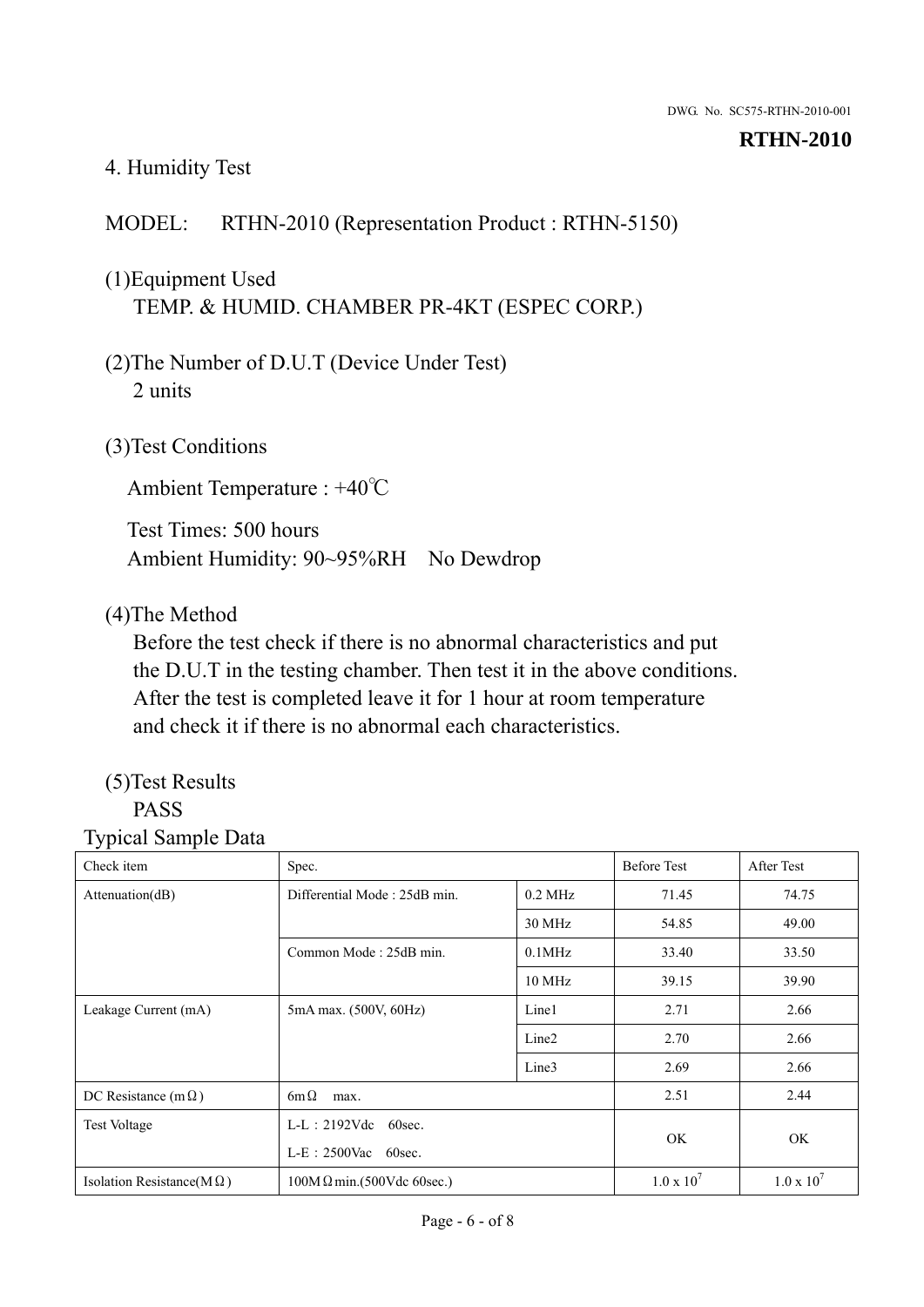## 4. Humidity Test

MODEL: RTHN-2010 (Representation Product : RTHN-5150)

(1)Equipment Used
TEMP. & HUMID. CHAMBER PR-4KT (ESPEC CORP.)

(2)The Number of D.U.T (Device Under Test)
2 units

(3)Test Conditions

Ambient Temperature : +40℃

Test Times: 500 hours
Ambient Humidity: 90~95%RH No Dewdrop

(4)The Method
Before the test check if there is no abnormal characteristics and put the D.U.T in the testing chamber. Then test it in the above conditions. After the test is completed leave it for 1 hour at room temperature and check it if there is no abnormal each characteristics.

(5)Test Results
PASS

Typical Sample Data

| Check item | Spec. | | Before Test | After Test |
|---|---|---|---|---|
| Attenuation(dB) | Differential Mode : 25dB min. | 0.2 MHz | 71.45 | 74.75 |
| | | 30 MHz | 54.85 | 49.00 |
| | Common Mode : 25dB min. | 0.1MHz | 33.40 | 33.50 |
| | | 10 MHz | 39.15 | 39.90 |
| Leakage Current (mA) | 5mA max. (500V, 60Hz) | Line1 | 2.71 | 2.66 |
| | | Line2 | 2.70 | 2.66 |
| | | Line3 | 2.69 | 2.66 |
| DC Resistance (mΩ) | 6mΩ max. | | 2.51 | 2.44 |
| Test Voltage | L-L : 2192Vdc 60sec.<br>L-E : 2500Vac 60sec. | | OK | OK |
| Isolation Resistance(MΩ) | 100MΩmin.(500Vdc 60sec.) | | $1.0 \times 10^{7}$ | $1.0 \times 10^{7}$ |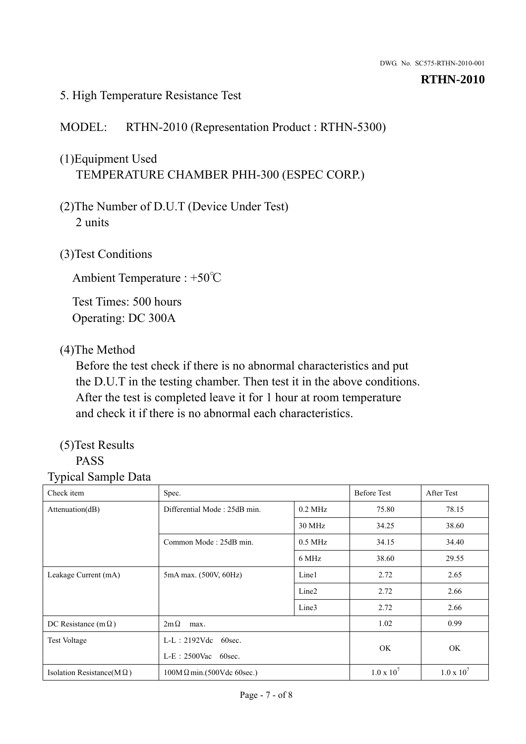## 5. High Temperature Resistance Test

MODEL: RTHN-2010 (Representation Product : RTHN-5300)

(1)Equipment Used
TEMPERATURE CHAMBER PHH-300 (ESPEC CORP.)

(2)The Number of D.U.T (Device Under Test)
2 units

(3)Test Conditions

Ambient Temperature : +50℃

Test Times: 500 hours
Operating: DC 300A

(4)The Method
Before the test check if there is no abnormal characteristics and put the D.U.T in the testing chamber. Then test it in the above conditions. After the test is completed leave it for 1 hour at room temperature and check it if there is no abnormal each characteristics.

(5)Test Results
PASS

Typical Sample Data

| Check item | Spec. | | Before Test | After Test |
|---|---|---|---|---|
| Attenuation(dB) | Differential Mode : 25dB min. | 0.2 MHz | 75.80 | 78.15 |
| | | 30 MHz | 34.25 | 38.60 |
| | Common Mode : 25dB min. | 0.5 MHz | 34.15 | 34.40 |
| | | 6 MHz | 38.60 | 29.55 |
| Leakage Current (mA) | 5mA max. (500V, 60Hz) | Line1 | 2.72 | 2.65 |
| | | Line2 | 2.72 | 2.66 |
| | | Line3 | 2.72 | 2.66 |
| DC Resistance (mΩ) | 2mΩ max. | | 1.02 | 0.99 |
| Test Voltage | L-L：2192Vdc 60sec. L-E：2500Vac 60sec. | | OK | OK |
| Isolation Resistance(MΩ) | 100MΩmin.(500Vdc 60sec.) | | $1.0 \times 10^7$ | $1.0 \times 10^7$ |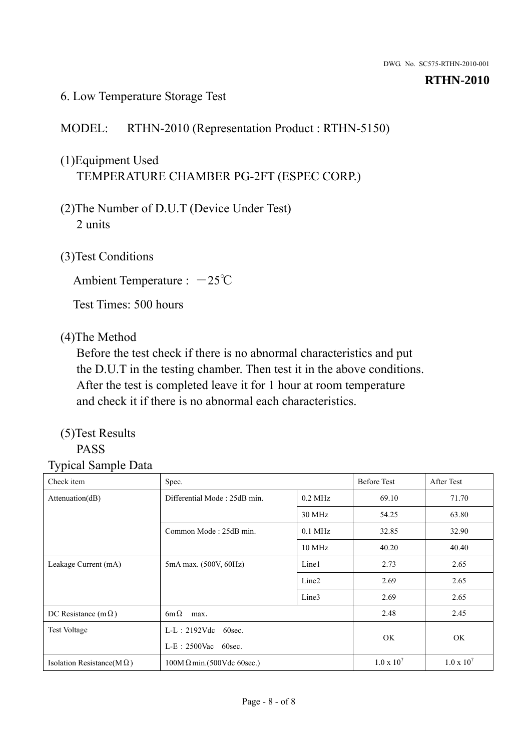DWG. No. SC575-RTHN-2010-001

**RTHN-2010**

6. Low Temperature Storage Test

MODEL: RTHN-2010 (Representation Product : RTHN-5150)

(1)Equipment Used
TEMPERATURE CHAMBER PG-2FT (ESPEC CORP.)

(2)The Number of D.U.T (Device Under Test)
2 units

(3)Test Conditions

Ambient Temperature : －25℃

Test Times: 500 hours

(4)The Method
Before the test check if there is no abnormal characteristics and put the D.U.T in the testing chamber. Then test it in the above conditions. After the test is completed leave it for 1 hour at room temperature and check it if there is no abnormal each characteristics.

(5)Test Results
PASS

Typical Sample Data

| Check item | Spec. | | Before Test | After Test |
|---|---|---|---|---|
| Attenuation(dB) | Differential Mode : 25dB min. | 0.2 MHz | 69.10 | 71.70 |
| | | 30 MHz | 54.25 | 63.80 |
| | Common Mode : 25dB min. | 0.1 MHz | 32.85 | 32.90 |
| | | 10 MHz | 40.20 | 40.40 |
| Leakage Current (mA) | 5mA max. (500V, 60Hz) | Line1 | 2.73 | 2.65 |
| | | Line2 | 2.69 | 2.65 |
| | | Line3 | 2.69 | 2.65 |
| DC Resistance (mΩ) | 6mΩ max. | | 2.48 | 2.45 |
| Test Voltage | L-L：2192Vdc 60sec. L-E：2500Vac 60sec. | | OK | OK |
| Isolation Resistance(MΩ) | 100MΩmin.(500Vdc 60sec.) | | $1.0 \times 10^7$ | $1.0 \times 10^7$ |